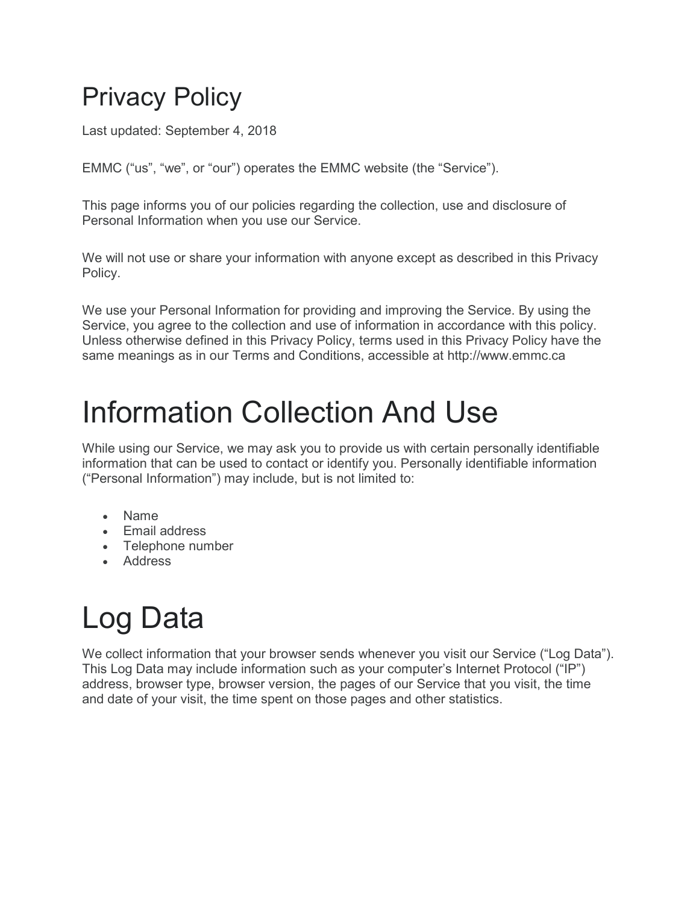# Privacy Policy

Last updated: September 4, 2018

EMMC ("us", "we", or "our") operates the EMMC website (the "Service").

This page informs you of our policies regarding the collection, use and disclosure of Personal Information when you use our Service.

We will not use or share your information with anyone except as described in this Privacy Policy.

We use your Personal Information for providing and improving the Service. By using the Service, you agree to the collection and use of information in accordance with this policy. Unless otherwise defined in this Privacy Policy, terms used in this Privacy Policy have the same meanings as in our Terms and Conditions, accessible at http://www.emmc.ca

# Information Collection And Use

While using our Service, we may ask you to provide us with certain personally identifiable information that can be used to contact or identify you. Personally identifiable information ("Personal Information") may include, but is not limited to:

- Name
- Email address
- Telephone number
- Address

# Log Data

We collect information that your browser sends whenever you visit our Service ("Log Data"). This Log Data may include information such as your computer's Internet Protocol ("IP") address, browser type, browser version, the pages of our Service that you visit, the time and date of your visit, the time spent on those pages and other statistics.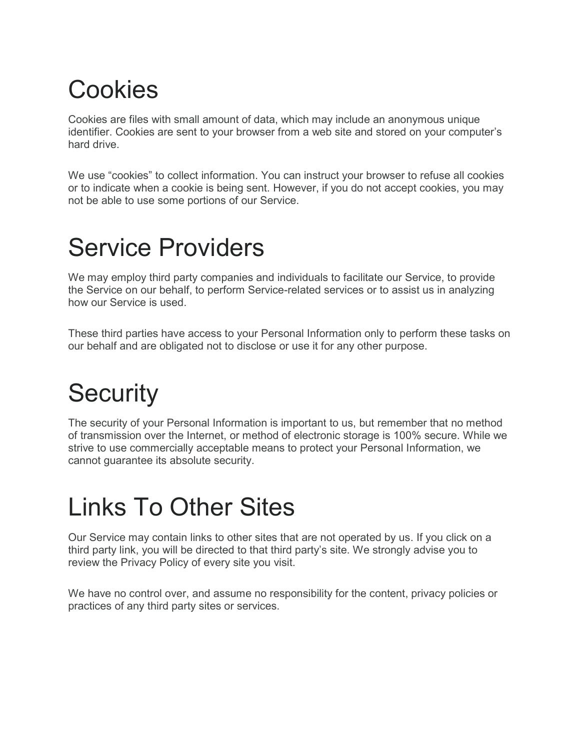# Cookies

Cookies are files with small amount of data, which may include an anonymous unique identifier. Cookies are sent to your browser from a web site and stored on your computer's hard drive.

We use "cookies" to collect information. You can instruct your browser to refuse all cookies or to indicate when a cookie is being sent. However, if you do not accept cookies, you may not be able to use some portions of our Service.

# Service Providers

We may employ third party companies and individuals to facilitate our Service, to provide the Service on our behalf, to perform Service-related services or to assist us in analyzing how our Service is used.

These third parties have access to your Personal Information only to perform these tasks on our behalf and are obligated not to disclose or use it for any other purpose.

# Security

The security of your Personal Information is important to us, but remember that no method of transmission over the Internet, or method of electronic storage is 100% secure. While we strive to use commercially acceptable means to protect your Personal Information, we cannot guarantee its absolute security.

# Links To Other Sites

Our Service may contain links to other sites that are not operated by us. If you click on a third party link, you will be directed to that third party's site. We strongly advise you to review the Privacy Policy of every site you visit.

We have no control over, and assume no responsibility for the content, privacy policies or practices of any third party sites or services.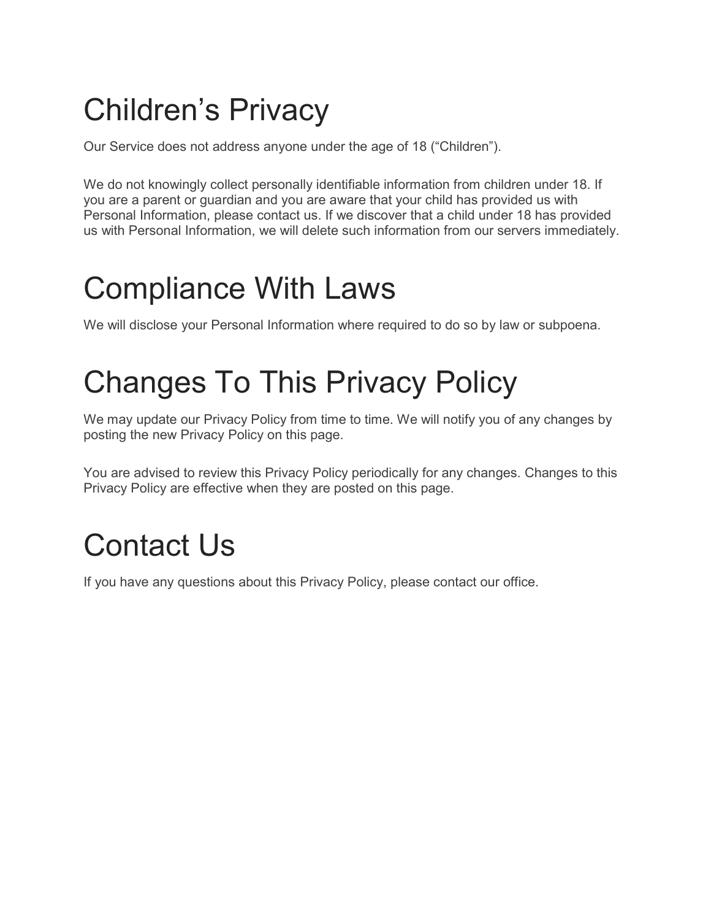# Children’s Privacy

Our Service does not address anyone under the age of 18 (“Children”).

We do not knowingly collect personally identifiable information from children under 18. If you are a parent or guardian and you are aware that your child has provided us with Personal Information, please contact us. If we discover that a child under 18 has provided us with Personal Information, we will delete such information from our servers immediately.

# Compliance With Laws

We will disclose your Personal Information where required to do so by law or subpoena.

# Changes To This Privacy Policy

We may update our Privacy Policy from time to time. We will notify you of any changes by posting the new Privacy Policy on this page.

You are advised to review this Privacy Policy periodically for any changes. Changes to this Privacy Policy are effective when they are posted on this page.

# Contact Us

If you have any questions about this Privacy Policy, please contact our office.